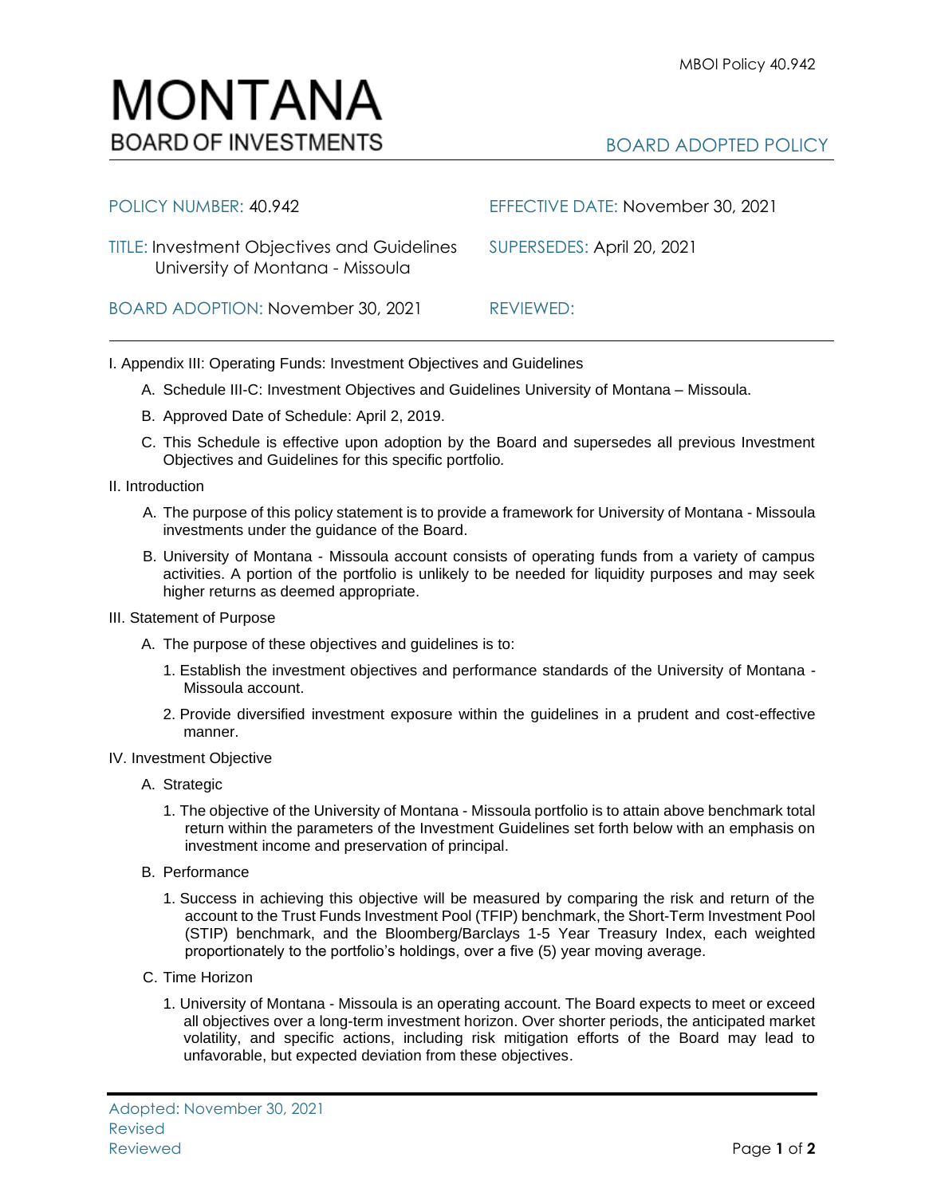# MONTANA
BOARD OF INVESTMENTS

BOARD ADOPTED POLICY

| | |
|---|---|
| POLICY NUMBER: 40.942 | EFFECTIVE DATE: November 30, 2021 |
| TITLE: Investment Objectives and Guidelines University of Montana - Missoula | SUPERSEDES: April 20, 2021 |
| BOARD ADOPTION: November 30, 2021 | REVIEWED: |

I. Appendix III: Operating Funds: Investment Objectives and Guidelines

A. Schedule III-C: Investment Objectives and Guidelines University of Montana – Missoula.

B. Approved Date of Schedule: April 2, 2019.

C. This Schedule is effective upon adoption by the Board and supersedes all previous Investment Objectives and Guidelines for this specific portfolio.

II. Introduction

A. The purpose of this policy statement is to provide a framework for University of Montana - Missoula investments under the guidance of the Board.

B. University of Montana - Missoula account consists of operating funds from a variety of campus activities. A portion of the portfolio is unlikely to be needed for liquidity purposes and may seek higher returns as deemed appropriate.

III. Statement of Purpose

A. The purpose of these objectives and guidelines is to:

1. Establish the investment objectives and performance standards of the University of Montana - Missoula account.

2. Provide diversified investment exposure within the guidelines in a prudent and cost-effective manner.

IV. Investment Objective

A. Strategic

1. The objective of the University of Montana - Missoula portfolio is to attain above benchmark total return within the parameters of the Investment Guidelines set forth below with an emphasis on investment income and preservation of principal.

B. Performance

1. Success in achieving this objective will be measured by comparing the risk and return of the account to the Trust Funds Investment Pool (TFIP) benchmark, the Short-Term Investment Pool (STIP) benchmark, and the Bloomberg/Barclays 1-5 Year Treasury Index, each weighted proportionately to the portfolio's holdings, over a five (5) year moving average.

C. Time Horizon

1. University of Montana - Missoula is an operating account. The Board expects to meet or exceed all objectives over a long-term investment horizon. Over shorter periods, the anticipated market volatility, and specific actions, including risk mitigation efforts of the Board may lead to unfavorable, but expected deviation from these objectives.

Adopted: November 30, 2021
Revised
Reviewed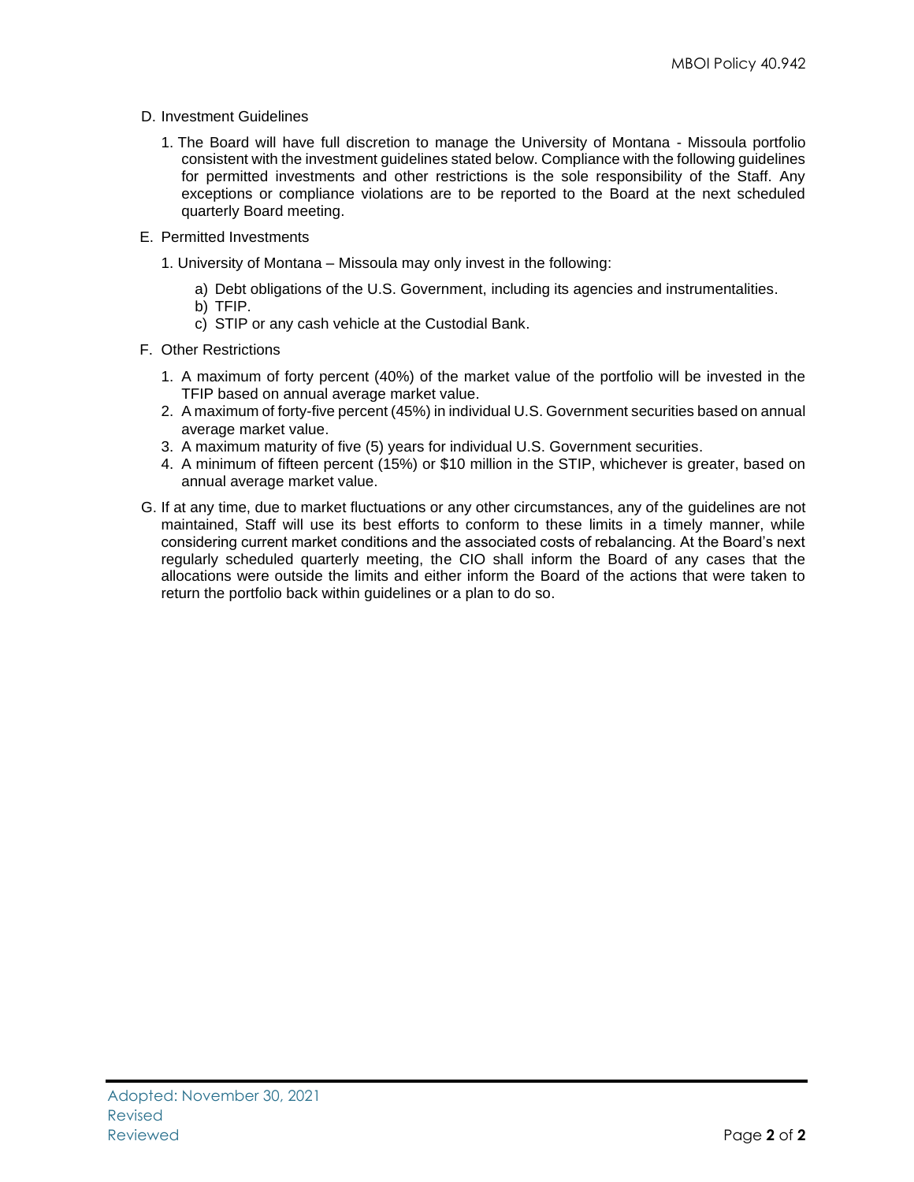D. Investment Guidelines

1. The Board will have full discretion to manage the University of Montana - Missoula portfolio consistent with the investment guidelines stated below. Compliance with the following guidelines for permitted investments and other restrictions is the sole responsibility of the Staff. Any exceptions or compliance violations are to be reported to the Board at the next scheduled quarterly Board meeting.

E. Permitted Investments

1. University of Montana – Missoula may only invest in the following:

   a) Debt obligations of the U.S. Government, including its agencies and instrumentalities.
   b) TFIP.
   c) STIP or any cash vehicle at the Custodial Bank.

F. Other Restrictions

1. A maximum of forty percent (40%) of the market value of the portfolio will be invested in the TFIP based on annual average market value.
2. A maximum of forty-five percent (45%) in individual U.S. Government securities based on annual average market value.
3. A maximum maturity of five (5) years for individual U.S. Government securities.
4. A minimum of fifteen percent (15%) or $10 million in the STIP, whichever is greater, based on annual average market value.

G. If at any time, due to market fluctuations or any other circumstances, any of the guidelines are not maintained, Staff will use its best efforts to conform to these limits in a timely manner, while considering current market conditions and the associated costs of rebalancing. At the Board's next regularly scheduled quarterly meeting, the CIO shall inform the Board of any cases that the allocations were outside the limits and either inform the Board of the actions that were taken to return the portfolio back within guidelines or a plan to do so.

Adopted: November 30, 2021
Revised
Reviewed